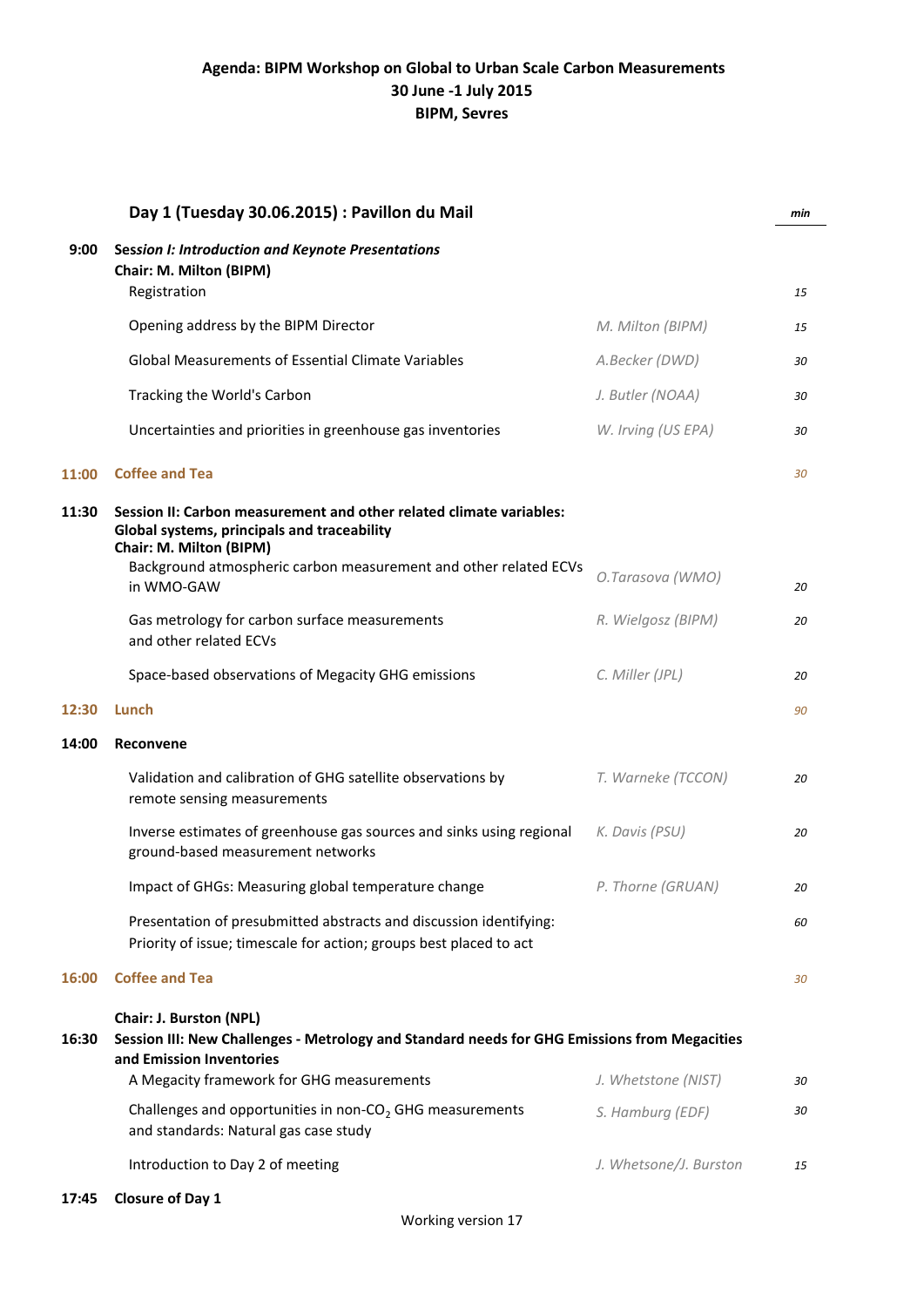# Agenda: BIPM Workshop on Global to Urban Scale Carbon Measurements
## 30 June -1 July 2015
## BIPM, Sevres

| | **Day 1 (Tuesday 30.06.2015) : Pavillon du Mail** | | *min* |
|---|---|---|---|
| **9:00** | ***Session I: Introduction and Keynote Presentations*** **Chair: M. Milton (BIPM)** | | |
| | Registration | | *15* |
| | Opening address by the BIPM Director | *M. Milton (BIPM)* | *15* |
| | Global Measurements of Essential Climate Variables | *A.Becker (DWD)* | *30* |
| | Tracking the World's Carbon | *J. Butler (NOAA)* | *30* |
| | Uncertainties and priorities in greenhouse gas inventories | *W. Irving (US EPA)* | *30* |
| **11:00** | **Coffee and Tea** | | *30* |
| **11:30** | **Session II: Carbon measurement and other related climate variables: Global systems, principals and traceability** **Chair: M. Milton (BIPM)** | | |
| | Background atmospheric carbon measurement and other related ECVs in WMO-GAW | *O.Tarasova (WMO)* | *20* |
| | Gas metrology for carbon surface measurements and other related ECVs | *R. Wielgosz (BIPM)* | *20* |
| | Space-based observations of Megacity GHG emissions | *C. Miller (JPL)* | *20* |
| **12:30** | **Lunch** | | *90* |
| **14:00** | **Reconvene** | | |
| | Validation and calibration of GHG satellite observations by remote sensing measurements | *T. Warneke (TCCON)* | *20* |
| | Inverse estimates of greenhouse gas sources and sinks using regional ground-based measurement networks | *K. Davis (PSU)* | *20* |
| | Impact of GHGs: Measuring global temperature change | *P. Thorne (GRUAN)* | *20* |
| | Presentation of presubmitted abstracts and discussion identifying: Priority of issue; timescale for action; groups best placed to act | | *60* |
| **16:00** | **Coffee and Tea** | | *30* |
| **16:30** | **Chair: J. Burston (NPL)** **Session III: New Challenges - Metrology and Standard needs for GHG Emissions from Megacities and Emission Inventories** | | |
| | A Megacity framework for GHG measurements | *J. Whetstone (NIST)* | *30* |
| | Challenges and opportunities in non-$CO_2$ GHG measurements and standards: Natural gas case study | *S. Hamburg (EDF)* | *30* |
| | Introduction to Day 2 of meeting | *J. Whetsone/J. Burston* | *15* |
| **17:45** | **Closure of Day 1** | | |

Working version 17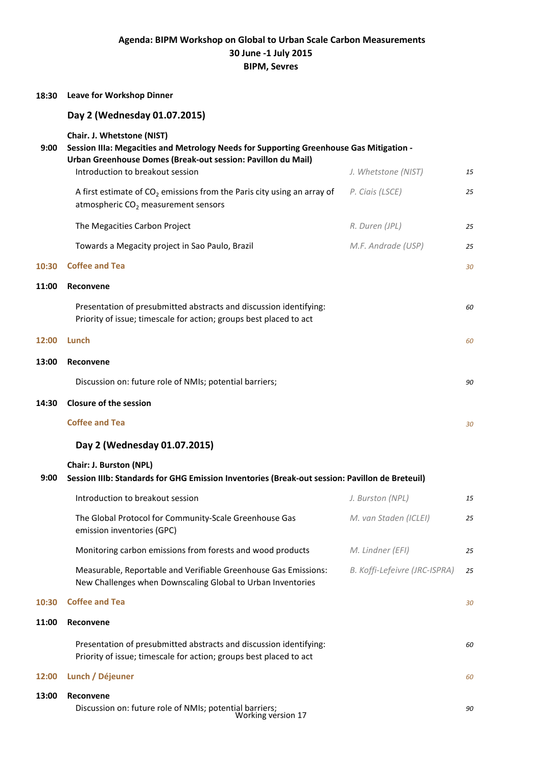**Agenda: BIPM Workshop on Global to Urban Scale Carbon Measurements**
**30 June -1 July 2015**
**BIPM, Sevres**

| | | | |
|---|---|---|---|
| **18:30** | **Leave for Workshop Dinner** | | |
| | **Day 2 (Wednesday 01.07.2015)** | | |
| **9:00** | **Chair. J. Whetstone (NIST)** **Session IIIa: Megacities and Metrology Needs for Supporting Greenhouse Gas Mitigation - Urban Greenhouse Gas Domes (Break-out session: Pavillon du Mail)** | | |
| | Introduction to breakout session | *J. Whetstone (NIST)* | *15* |
| | A first estimate of $CO_2$ emissions from the Paris city using an array of atmospheric $CO_2$ measurement sensors | *P. Ciais (LSCE)* | *25* |
| | The Megacities Carbon Project | *R. Duren (JPL)* | *25* |
| | Towards a Megacity project in Sao Paulo, Brazil | *M.F. Andrade (USP)* | *25* |
| **10:30** | **Coffee and Tea** | | *30* |
| **11:00** | **Reconvene** | | |
| | Presentation of presubmitted abstracts and discussion identifying: Priority of issue; timescale for action; groups best placed to act | | *60* |
| **12:00** | **Lunch** | | *60* |
| **13:00** | **Reconvene** | | |
| | Discussion on: future role of NMIs; potential barriers; | | *90* |
| **14:30** | **Closure of the session** | | |
| | **Coffee and Tea** | | *30* |
| | **Day 2 (Wednesday 01.07.2015)** | | |
| **9:00** | **Chair: J. Burston (NPL)** **Session IIIb: Standards for GHG Emission Inventories (Break-out session: Pavillon de Breteuil)** | | |
| | Introduction to breakout session | *J. Burston (NPL)* | *15* |
| | The Global Protocol for Community-Scale Greenhouse Gas emission inventories (GPC) | *M. van Staden (ICLEI)* | *25* |
| | Monitoring carbon emissions from forests and wood products | *M. Lindner (EFI)* | *25* |
| | Measurable, Reportable and Verifiable Greenhouse Gas Emissions: New Challenges when Downscaling Global to Urban Inventories | *B. Koffi-Lefeivre (JRC-ISPRA)* | *25* |
| **10:30** | **Coffee and Tea** | | *30* |
| **11:00** | **Reconvene** | | |
| | Presentation of presubmitted abstracts and discussion identifying: Priority of issue; timescale for action; groups best placed to act | | *60* |
| **12:00** | **Lunch / Déjeuner** | | *60* |
| **13:00** | **Reconvene** | | |
| | Discussion on: future role of NMIs; potential barriers; | | *90* |

Working version 17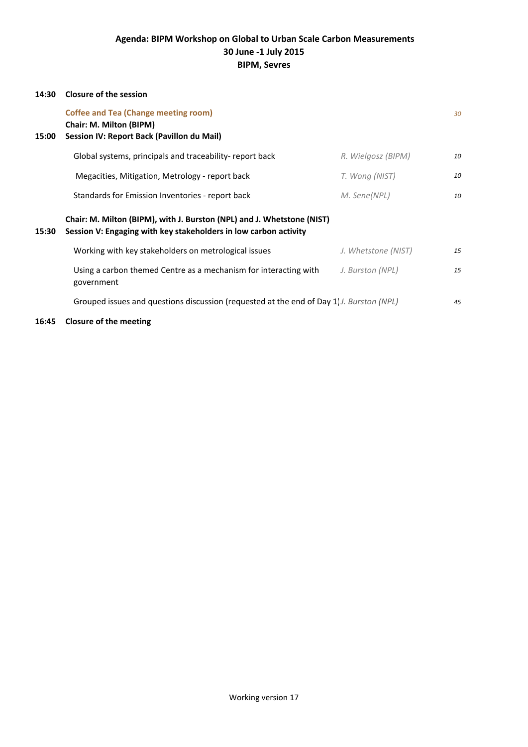**Agenda: BIPM Workshop on Global to Urban Scale Carbon Measurements**
**30 June -1 July 2015**
**BIPM, Sevres**

| | | | |
|---|---|---|---|
| **14:30** | **Closure of the session** | | |
| | **Coffee and Tea (Change meeting room)** | | *30* |
| **15:00** | **Chair: M. Milton (BIPM)** <br> **Session IV: Report Back (Pavillon du Mail)** | | |
| | Global systems, principals and traceability- report back | *R. Wielgosz (BIPM)* | *10* |
| | Megacities, Mitigation, Metrology - report back | *T. Wong (NIST)* | *10* |
| | Standards for Emission Inventories - report back | *M. Sene(NPL)* | *10* |
| **15:30** | **Chair: M. Milton (BIPM), with J. Burston (NPL) and J. Whetstone (NIST)** <br> **Session V: Engaging with key stakeholders in low carbon activity** | | |
| | Working with key stakeholders on metrological issues | *J. Whetstone (NIST)* | *15* |
| | Using a carbon themed Centre as a mechanism for interacting with government | *J. Burston (NPL)* | *15* |
| | Grouped issues and questions discussion (requested at the end of Day 1) | *J. Burston (NPL)* | *45* |
| **16:45** | **Closure of the meeting** | | |

Working version 17